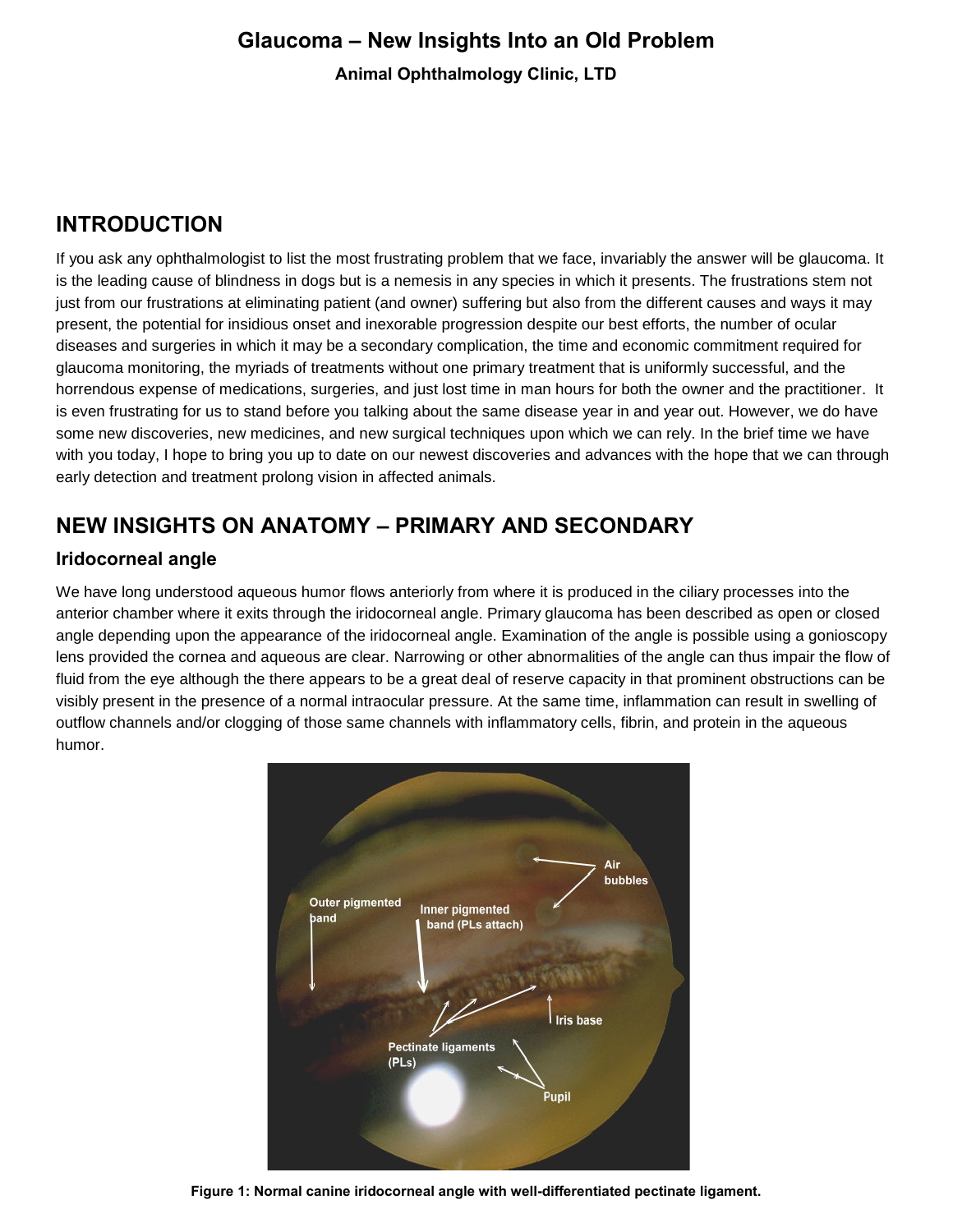# Glaucoma – New Insights Into an Old Problem

**Animal Ophthalmology Clinic, LTD**

## INTRODUCTION

If you ask any ophthalmologist to list the most frustrating problem that we face, invariably the answer will be glaucoma. It is the leading cause of blindness in dogs but is a nemesis in any species in which it presents. The frustrations stem not just from our frustrations at eliminating patient (and owner) suffering but also from the different causes and ways it may present, the potential for insidious onset and inexorable progression despite our best efforts, the number of ocular diseases and surgeries in which it may be a secondary complication, the time and economic commitment required for glaucoma monitoring, the myriads of treatments without one primary treatment that is uniformly successful, and the horrendous expense of medications, surgeries, and just lost time in man hours for both the owner and the practitioner. It is even frustrating for us to stand before you talking about the same disease year in and year out. However, we do have some new discoveries, new medicines, and new surgical techniques upon which we can rely. In the brief time we have with you today, I hope to bring you up to date on our newest discoveries and advances with the hope that we can through early detection and treatment prolong vision in affected animals.

## NEW INSIGHTS ON ANATOMY – PRIMARY AND SECONDARY

### Iridocorneal angle

We have long understood aqueous humor flows anteriorly from where it is produced in the ciliary processes into the anterior chamber where it exits through the iridocorneal angle. Primary glaucoma has been described as open or closed angle depending upon the appearance of the iridocorneal angle. Examination of the angle is possible using a gonioscopy lens provided the cornea and aqueous are clear. Narrowing or other abnormalities of the angle can thus impair the flow of fluid from the eye although the there appears to be a great deal of reserve capacity in that prominent obstructions can be visibly present in the presence of a normal intraocular pressure. At the same time, inflammation can result in swelling of outflow channels and/or clogging of those same channels with inflammatory cells, fibrin, and protein in the aqueous humor.

**Figure 1: Normal canine iridocorneal angle with well-differentiated pectinate ligament.**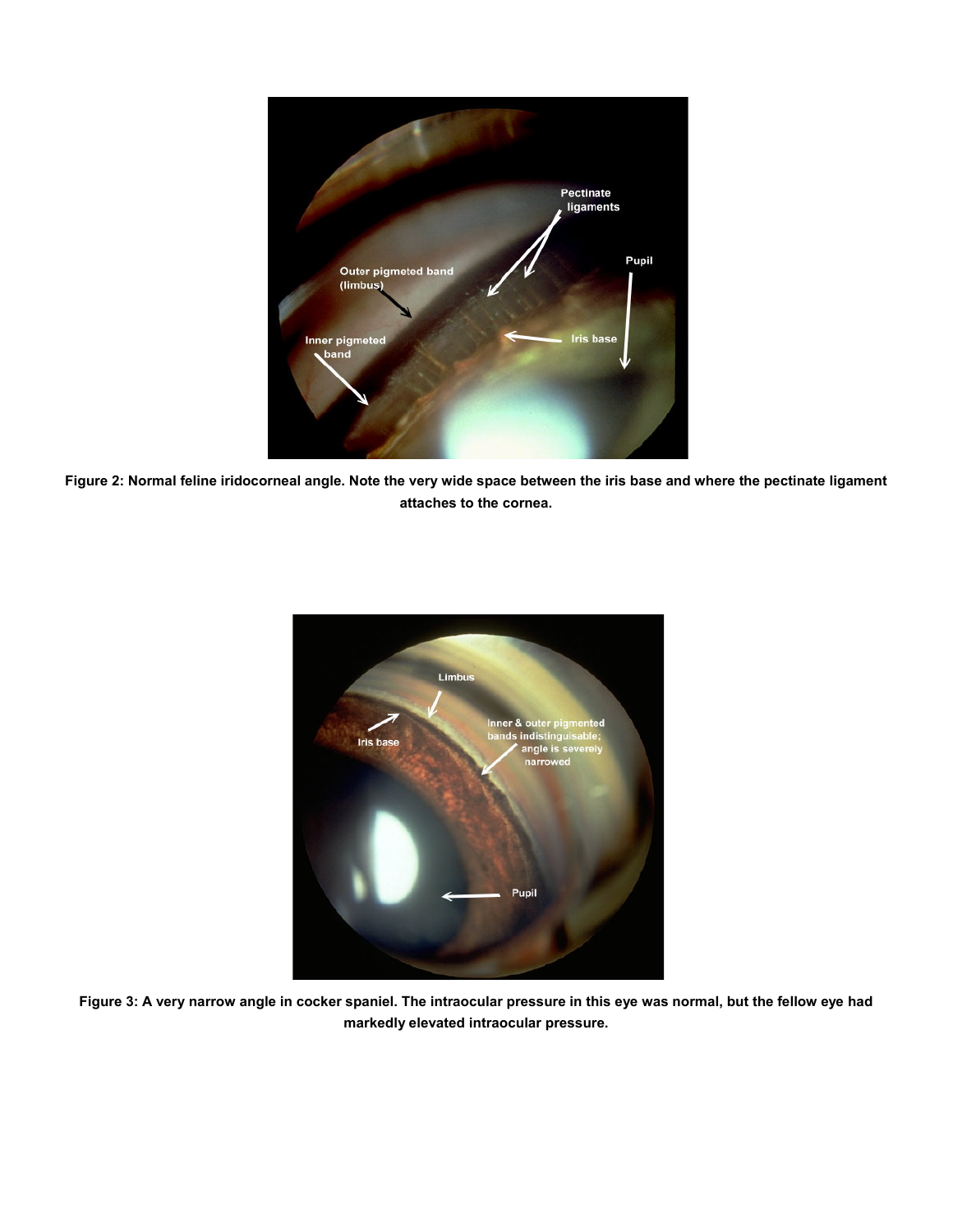**Figure 2: Normal feline iridocorneal angle. Note the very wide space between the iris base and where the pectinate ligament attaches to the cornea.**

**Figure 3: A very narrow angle in cocker spaniel. The intraocular pressure in this eye was normal, but the fellow eye had markedly elevated intraocular pressure.**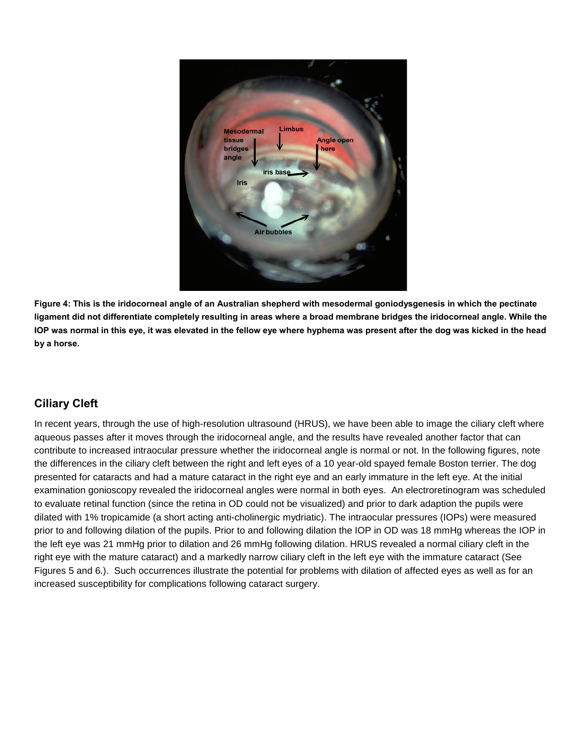**Figure 4: This is the iridocorneal angle of an Australian shepherd with mesodermal goniodysgenesis in which the pectinate ligament did not differentiate completely resulting in areas where a broad membrane bridges the iridocorneal angle. While the IOP was normal in this eye, it was elevated in the fellow eye where hyphema was present after the dog was kicked in the head by a horse.**

## Ciliary Cleft

In recent years, through the use of high-resolution ultrasound (HRUS), we have been able to image the ciliary cleft where aqueous passes after it moves through the iridocorneal angle, and the results have revealed another factor that can contribute to increased intraocular pressure whether the iridocorneal angle is normal or not. In the following figures, note the differences in the ciliary cleft between the right and left eyes of a 10 year-old spayed female Boston terrier. The dog presented for cataracts and had a mature cataract in the right eye and an early immature in the left eye. At the initial examination gonioscopy revealed the iridocorneal angles were normal in both eyes. An electroretinogram was scheduled to evaluate retinal function (since the retina in OD could not be visualized) and prior to dark adaption the pupils were dilated with 1% tropicamide (a short acting anti-cholinergic mydriatic). The intraocular pressures (IOPs) were measured prior to and following dilation of the pupils. Prior to and following dilation the IOP in OD was 18 mmHg whereas the IOP in the left eye was 21 mmHg prior to dilation and 26 mmHg following dilation. HRUS revealed a normal ciliary cleft in the right eye with the mature cataract) and a markedly narrow ciliary cleft in the left eye with the immature cataract (See Figures 5 and 6.). Such occurrences illustrate the potential for problems with dilation of affected eyes as well as for an increased susceptibility for complications following cataract surgery.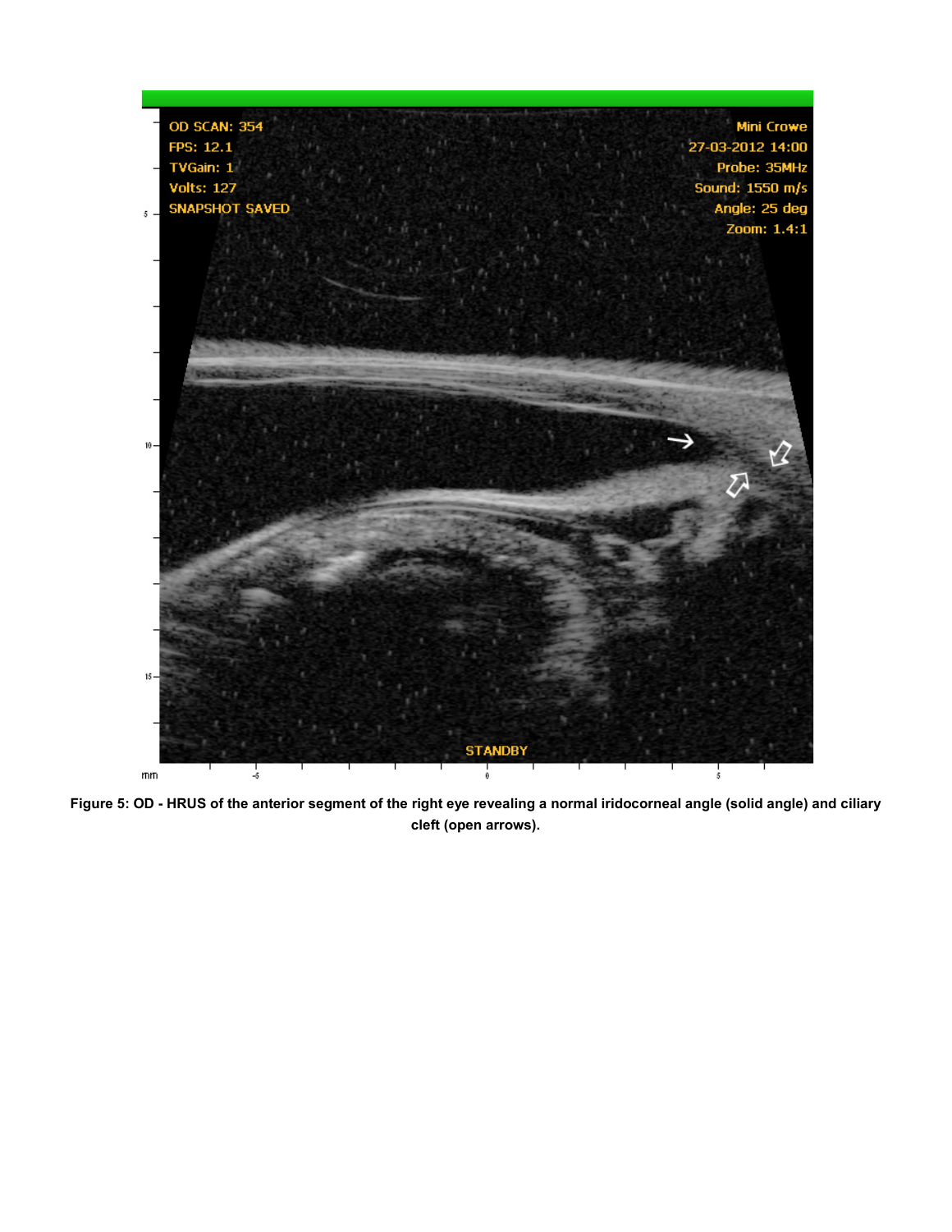**Figure 5: OD - HRUS of the anterior segment of the right eye revealing a normal iridocorneal angle (solid angle) and ciliary cleft (open arrows).**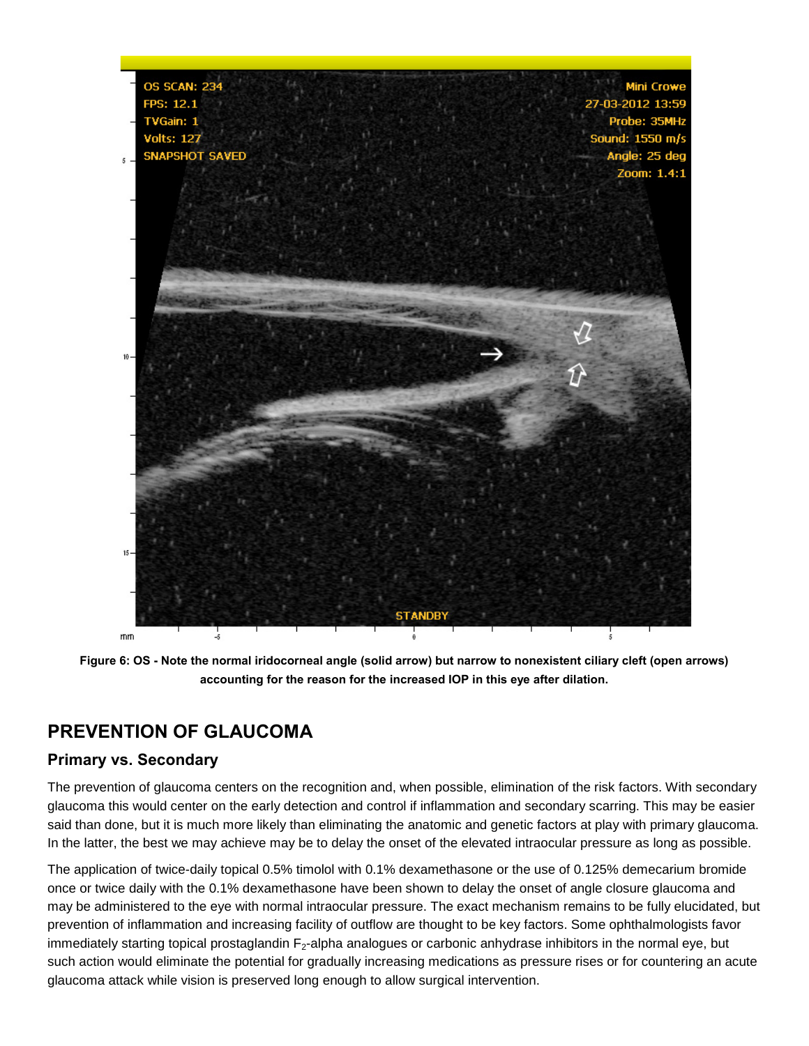Figure 6: OS - Note the normal iridocorneal angle (solid arrow) but narrow to nonexistent ciliary cleft (open arrows) accounting for the reason for the increased IOP in this eye after dilation.

## PREVENTION OF GLAUCOMA

### Primary vs. Secondary

The prevention of glaucoma centers on the recognition and, when possible, elimination of the risk factors. With secondary glaucoma this would center on the early detection and control if inflammation and secondary scarring. This may be easier said than done, but it is much more likely than eliminating the anatomic and genetic factors at play with primary glaucoma. In the latter, the best we may achieve may be to delay the onset of the elevated intraocular pressure as long as possible.

The application of twice-daily topical 0.5% timolol with 0.1% dexamethasone or the use of 0.125% demecarium bromide once or twice daily with the 0.1% dexamethasone have been shown to delay the onset of angle closure glaucoma and may be administered to the eye with normal intraocular pressure. The exact mechanism remains to be fully elucidated, but prevention of inflammation and increasing facility of outflow are thought to be key factors. Some ophthalmologists favor immediately starting topical prostaglandin $F_2$-alpha analogues or carbonic anhydrase inhibitors in the normal eye, but such action would eliminate the potential for gradually increasing medications as pressure rises or for countering an acute glaucoma attack while vision is preserved long enough to allow surgical intervention.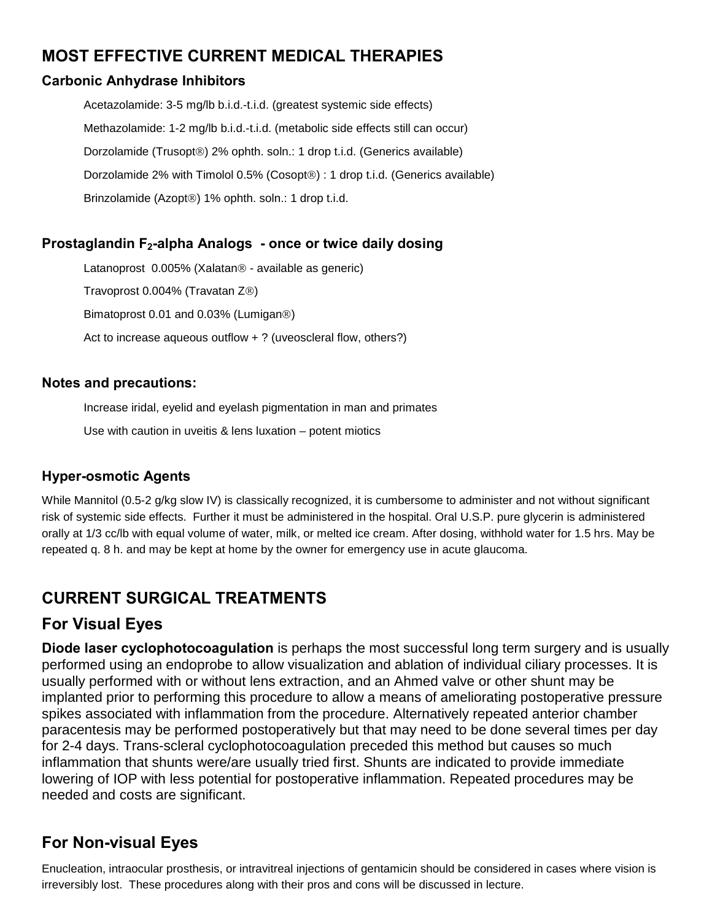## MOST EFFECTIVE CURRENT MEDICAL THERAPIES

### Carbonic Anhydrase Inhibitors

Acetazolamide: 3-5 mg/lb b.i.d.-t.i.d. (greatest systemic side effects)

Methazolamide: 1-2 mg/lb b.i.d.-t.i.d. (metabolic side effects still can occur)

Dorzolamide (Trusopt®) 2% ophth. soln.: 1 drop t.i.d. (Generics available)

Dorzolamide 2% with Timolol 0.5% (Cosopt®) : 1 drop t.i.d. (Generics available)

Brinzolamide (Azopt®) 1% ophth. soln.: 1 drop t.i.d.

### Prostaglandin $F_2$-alpha Analogs - once or twice daily dosing

Latanoprost 0.005% (Xalatan® - available as generic)

Travoprost 0.004% (Travatan Z®)

Bimatoprost 0.01 and 0.03% (Lumigan®)

Act to increase aqueous outflow + ? (uveoscleral flow, others?)

### Notes and precautions:

Increase iridal, eyelid and eyelash pigmentation in man and primates

Use with caution in uveitis & lens luxation – potent miotics

### Hyper-osmotic Agents

While Mannitol (0.5-2 g/kg slow IV) is classically recognized, it is cumbersome to administer and not without significant risk of systemic side effects. Further it must be administered in the hospital. Oral U.S.P. pure glycerin is administered orally at 1/3 cc/lb with equal volume of water, milk, or melted ice cream. After dosing, withhold water for 1.5 hrs. May be repeated q. 8 h. and may be kept at home by the owner for emergency use in acute glaucoma.

## CURRENT SURGICAL TREATMENTS

## For Visual Eyes

**Diode laser cyclophotocoagulation** is perhaps the most successful long term surgery and is usually performed using an endoprobe to allow visualization and ablation of individual ciliary processes. It is usually performed with or without lens extraction, and an Ahmed valve or other shunt may be implanted prior to performing this procedure to allow a means of ameliorating postoperative pressure spikes associated with inflammation from the procedure. Alternatively repeated anterior chamber paracentesis may be performed postoperatively but that may need to be done several times per day for 2-4 days. Trans-scleral cyclophotocoagulation preceded this method but causes so much inflammation that shunts were/are usually tried first. Shunts are indicated to provide immediate lowering of IOP with less potential for postoperative inflammation. Repeated procedures may be needed and costs are significant.

## For Non-visual Eyes

Enucleation, intraocular prosthesis, or intravitreal injections of gentamicin should be considered in cases where vision is irreversibly lost. These procedures along with their pros and cons will be discussed in lecture.